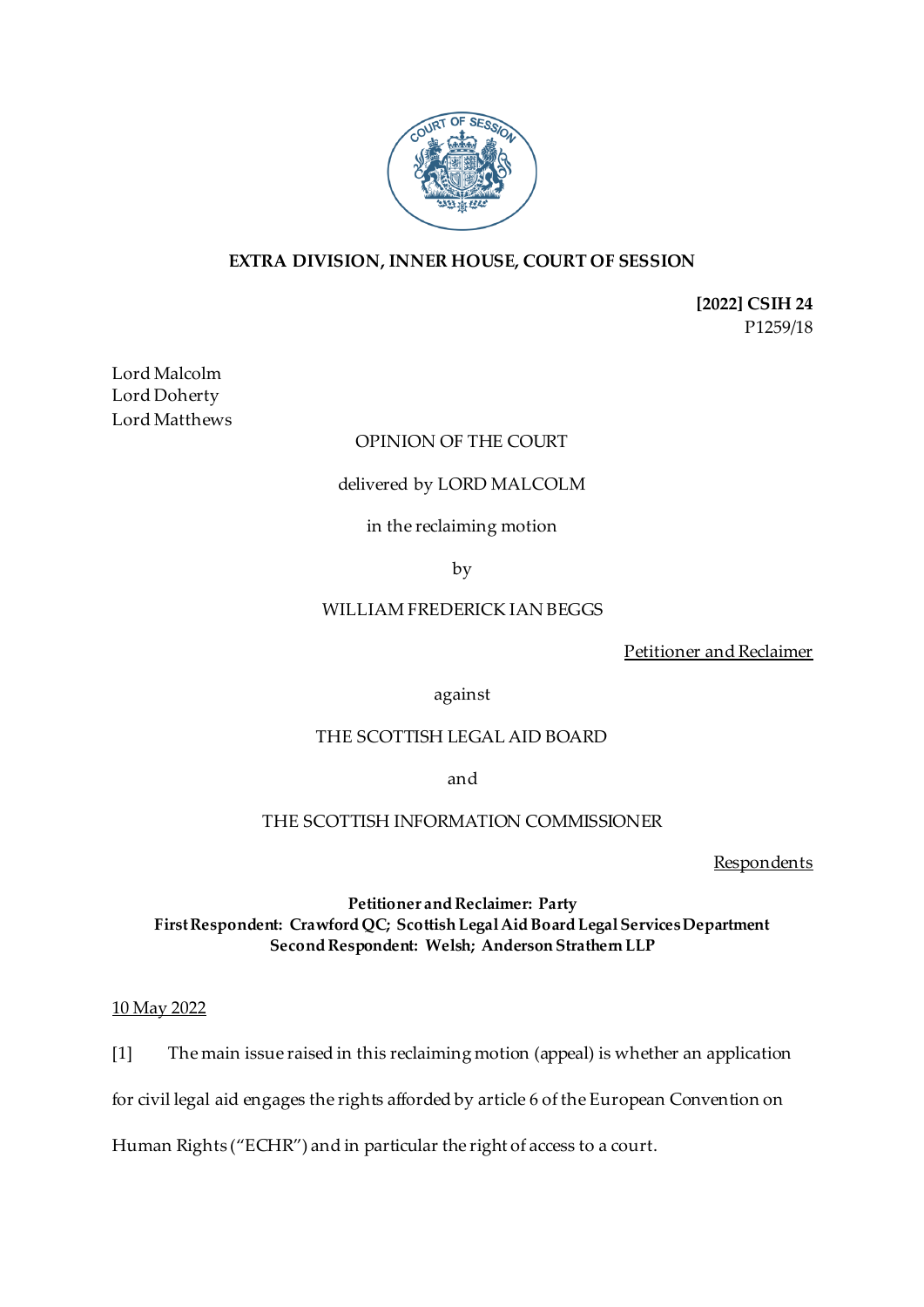**EXTRA DIVISION, INNER HOUSE, COURT OF SESSION**

**[2022] CSIH 24**
P1259/18

Lord Malcolm
Lord Doherty
Lord Matthews

OPINION OF THE COURT

delivered by LORD MALCOLM

in the reclaiming motion

by

WILLIAM FREDERICK IAN BEGGS

Petitioner and Reclaimer

against

THE SCOTTISH LEGAL AID BOARD

and

THE SCOTTISH INFORMATION COMMISSIONER

Respondents

**Petitioner and Reclaimer: Party**
**First Respondent: Crawford QC; Scottish Legal Aid Board Legal Services Department**
**Second Respondent: Welsh; Anderson Strathern LLP**

10 May 2022

[1] The main issue raised in this reclaiming motion (appeal) is whether an application for civil legal aid engages the rights afforded by article 6 of the European Convention on Human Rights ("ECHR") and in particular the right of access to a court.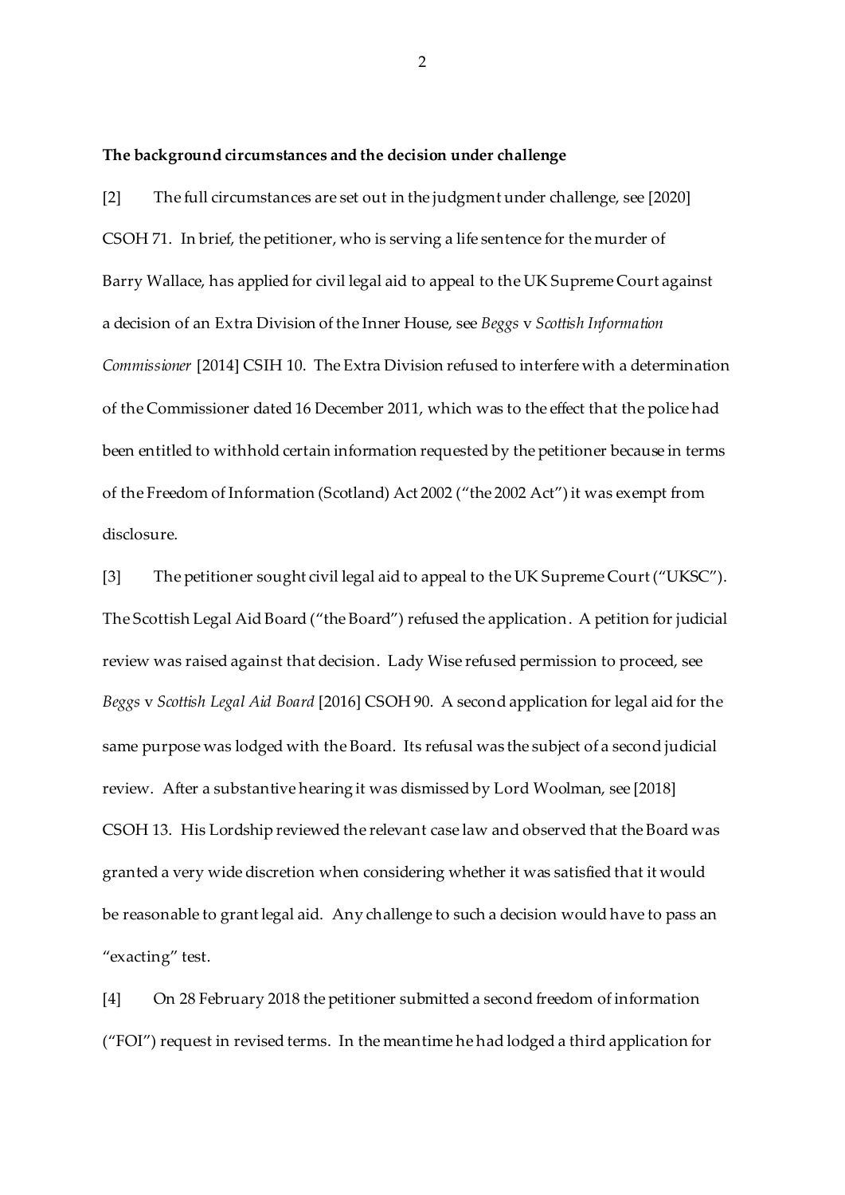**The background circumstances and the decision under challenge**

[2] The full circumstances are set out in the judgment under challenge, see [2020] CSOH 71. In brief, the petitioner, who is serving a life sentence for the murder of Barry Wallace, has applied for civil legal aid to appeal to the UK Supreme Court against a decision of an Extra Division of the Inner House, see *Beggs* v *Scottish Information Commissioner* [2014] CSIH 10. The Extra Division refused to interfere with a determination of the Commissioner dated 16 December 2011, which was to the effect that the police had been entitled to withhold certain information requested by the petitioner because in terms of the Freedom of Information (Scotland) Act 2002 ("the 2002 Act") it was exempt from disclosure.

[3] The petitioner sought civil legal aid to appeal to the UK Supreme Court ("UKSC"). The Scottish Legal Aid Board ("the Board") refused the application. A petition for judicial review was raised against that decision. Lady Wise refused permission to proceed, see *Beggs* v *Scottish Legal Aid Board* [2016] CSOH 90. A second application for legal aid for the same purpose was lodged with the Board. Its refusal was the subject of a second judicial review. After a substantive hearing it was dismissed by Lord Woolman, see [2018] CSOH 13. His Lordship reviewed the relevant case law and observed that the Board was granted a very wide discretion when considering whether it was satisfied that it would be reasonable to grant legal aid. Any challenge to such a decision would have to pass an "exacting" test.

[4] On 28 February 2018 the petitioner submitted a second freedom of information ("FOI") request in revised terms. In the meantime he had lodged a third application for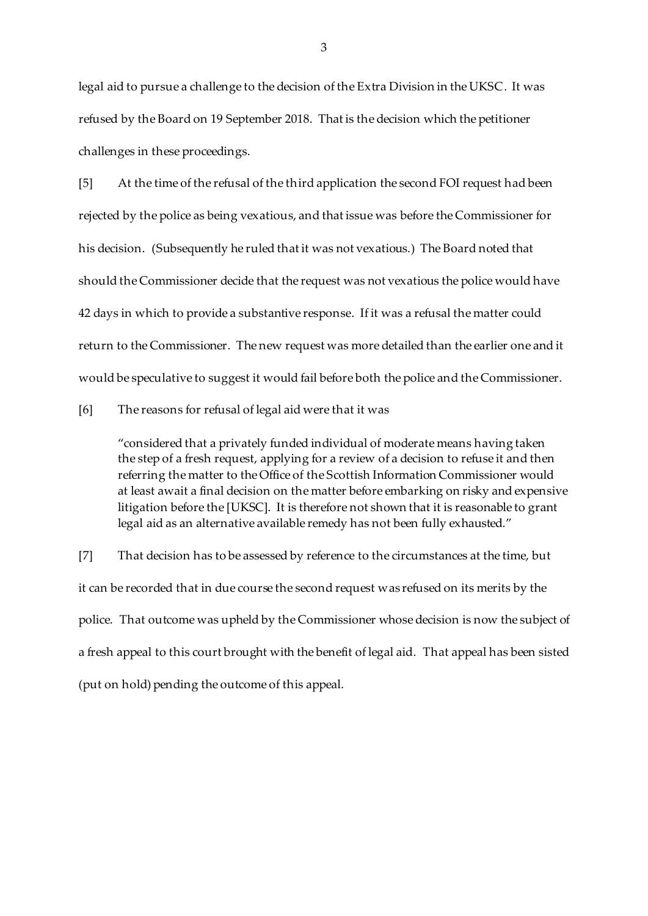legal aid to pursue a challenge to the decision of the Extra Division in the UKSC. It was refused by the Board on 19 September 2018. That is the decision which the petitioner challenges in these proceedings.

[5] At the time of the refusal of the third application the second FOI request had been rejected by the police as being vexatious, and that issue was before the Commissioner for his decision. (Subsequently he ruled that it was not vexatious.) The Board noted that should the Commissioner decide that the request was not vexatious the police would have 42 days in which to provide a substantive response. If it was a refusal the matter could return to the Commissioner. The new request was more detailed than the earlier one and it would be speculative to suggest it would fail before both the police and the Commissioner.

[6] The reasons for refusal of legal aid were that it was

> "considered that a privately funded individual of moderate means having taken the step of a fresh request, applying for a review of a decision to refuse it and then referring the matter to the Office of the Scottish Information Commissioner would at least await a final decision on the matter before embarking on risky and expensive litigation before the [UKSC]. It is therefore not shown that it is reasonable to grant legal aid as an alternative available remedy has not been fully exhausted."

[7] That decision has to be assessed by reference to the circumstances at the time, but it can be recorded that in due course the second request was refused on its merits by the police. That outcome was upheld by the Commissioner whose decision is now the subject of a fresh appeal to this court brought with the benefit of legal aid. That appeal has been sisted (put on hold) pending the outcome of this appeal.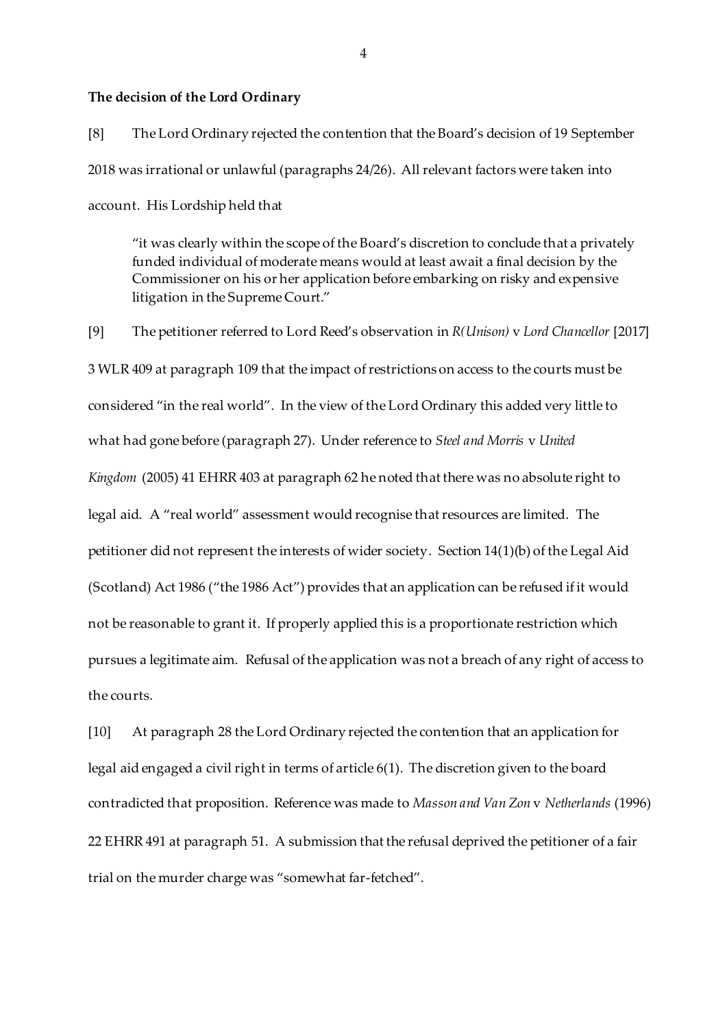**The decision of the Lord Ordinary**

[8] The Lord Ordinary rejected the contention that the Board's decision of 19 September 2018 was irrational or unlawful (paragraphs 24/26). All relevant factors were taken into account. His Lordship held that

> "it was clearly within the scope of the Board's discretion to conclude that a privately funded individual of moderate means would at least await a final decision by the Commissioner on his or her application before embarking on risky and expensive litigation in the Supreme Court."

[9] The petitioner referred to Lord Reed's observation in *R(Unison)* v *Lord Chancellor* [2017] 3 WLR 409 at paragraph 109 that the impact of restrictions on access to the courts must be considered "in the real world". In the view of the Lord Ordinary this added very little to what had gone before (paragraph 27). Under reference to *Steel and Morris* v *United Kingdom* (2005) 41 EHRR 403 at paragraph 62 he noted that there was no absolute right to legal aid. A "real world" assessment would recognise that resources are limited. The petitioner did not represent the interests of wider society. Section 14(1)(b) of the Legal Aid (Scotland) Act 1986 ("the 1986 Act") provides that an application can be refused if it would not be reasonable to grant it. If properly applied this is a proportionate restriction which pursues a legitimate aim. Refusal of the application was not a breach of any right of access to the courts.

[10] At paragraph 28 the Lord Ordinary rejected the contention that an application for legal aid engaged a civil right in terms of article 6(1). The discretion given to the board contradicted that proposition. Reference was made to *Masson and Van Zon* v *Netherlands* (1996) 22 EHRR 491 at paragraph 51. A submission that the refusal deprived the petitioner of a fair trial on the murder charge was "somewhat far-fetched".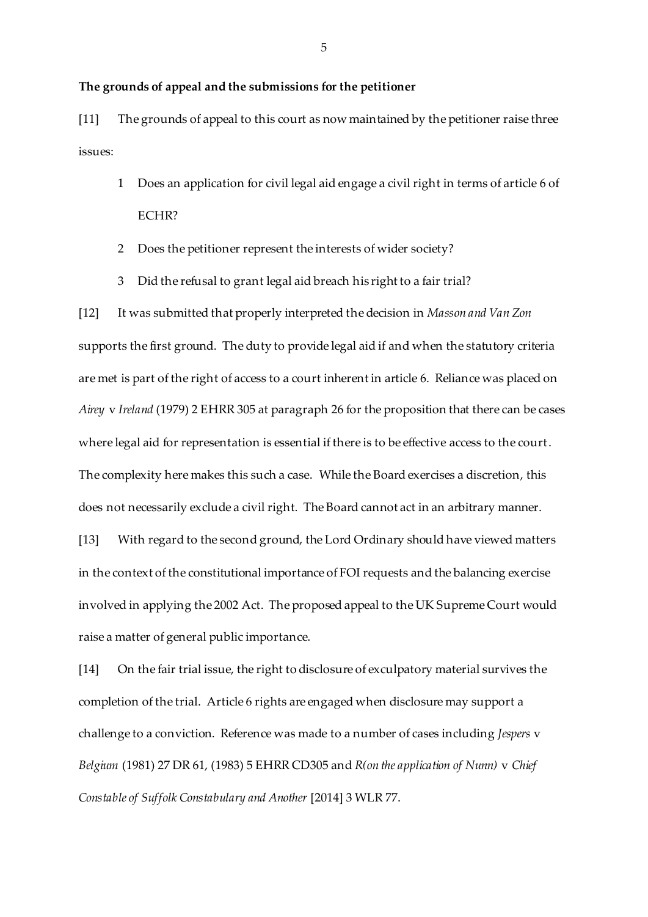**The grounds of appeal and the submissions for the petitioner**

[11] The grounds of appeal to this court as now maintained by the petitioner raise three issues:

1. Does an application for civil legal aid engage a civil right in terms of article 6 of ECHR?
2. Does the petitioner represent the interests of wider society?
3. Did the refusal to grant legal aid breach his right to a fair trial?

[12] It was submitted that properly interpreted the decision in *Masson and Van Zon* supports the first ground. The duty to provide legal aid if and when the statutory criteria are met is part of the right of access to a court inherent in article 6. Reliance was placed on *Airey* v *Ireland* (1979) 2 EHRR 305 at paragraph 26 for the proposition that there can be cases where legal aid for representation is essential if there is to be effective access to the court. The complexity here makes this such a case. While the Board exercises a discretion, this does not necessarily exclude a civil right. The Board cannot act in an arbitrary manner.

[13] With regard to the second ground, the Lord Ordinary should have viewed matters in the context of the constitutional importance of FOI requests and the balancing exercise involved in applying the 2002 Act. The proposed appeal to the UK Supreme Court would raise a matter of general public importance.

[14] On the fair trial issue, the right to disclosure of exculpatory material survives the completion of the trial. Article 6 rights are engaged when disclosure may support a challenge to a conviction. Reference was made to a number of cases including *Jespers* v *Belgium* (1981) 27 DR 61, (1983) 5 EHRR CD305 and *R(on the application of Nunn)* v *Chief Constable of Suffolk Constabulary and Another* [2014] 3 WLR 77.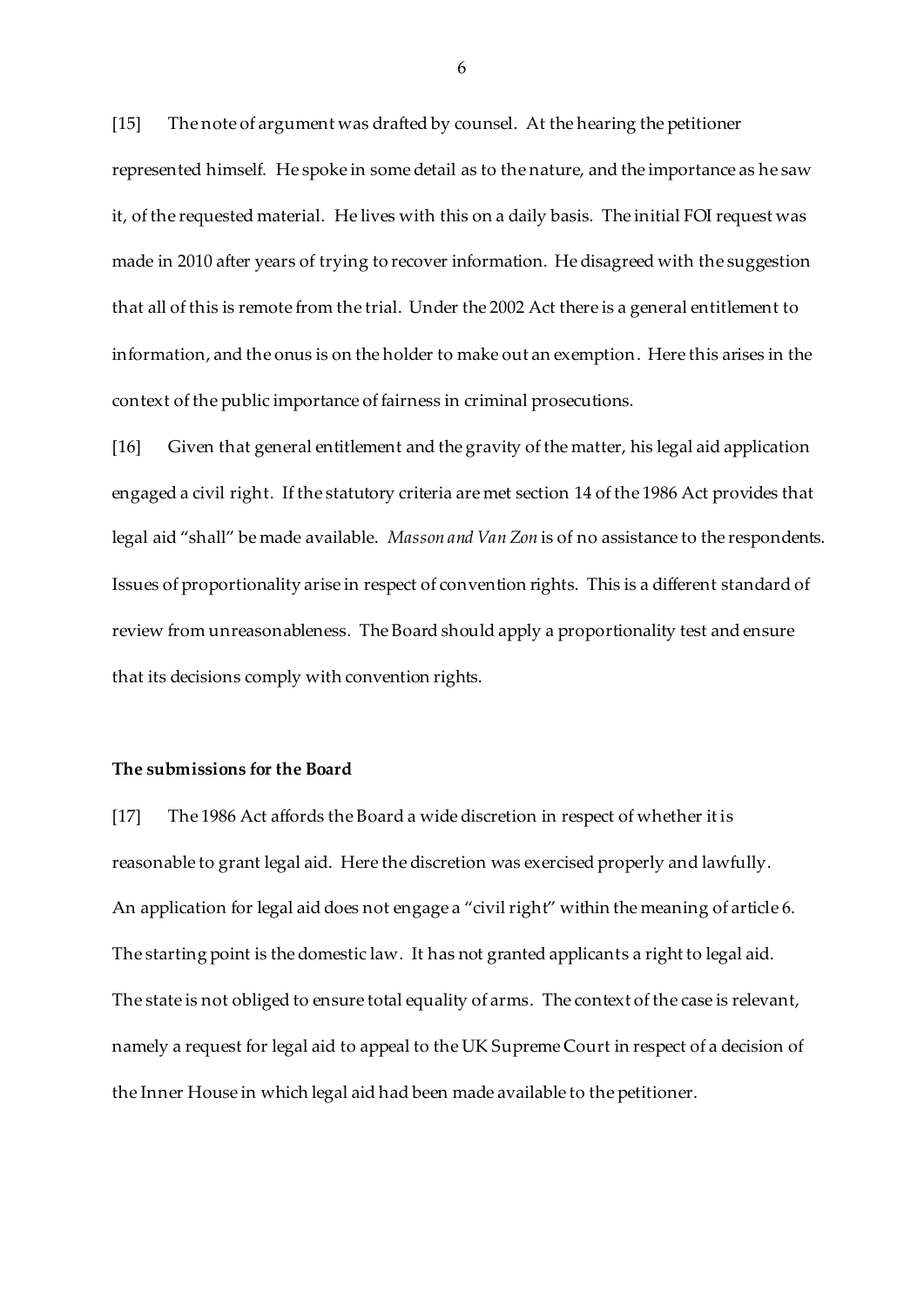[15] The note of argument was drafted by counsel. At the hearing the petitioner represented himself. He spoke in some detail as to the nature, and the importance as he saw it, of the requested material. He lives with this on a daily basis. The initial FOI request was made in 2010 after years of trying to recover information. He disagreed with the suggestion that all of this is remote from the trial. Under the 2002 Act there is a general entitlement to information, and the onus is on the holder to make out an exemption. Here this arises in the context of the public importance of fairness in criminal prosecutions.

[16] Given that general entitlement and the gravity of the matter, his legal aid application engaged a civil right. If the statutory criteria are met section 14 of the 1986 Act provides that legal aid "shall" be made available. *Masson and Van Zon* is of no assistance to the respondents. Issues of proportionality arise in respect of convention rights. This is a different standard of review from unreasonableness. The Board should apply a proportionality test and ensure that its decisions comply with convention rights.

**The submissions for the Board**

[17] The 1986 Act affords the Board a wide discretion in respect of whether it is reasonable to grant legal aid. Here the discretion was exercised properly and lawfully. An application for legal aid does not engage a "civil right" within the meaning of article 6. The starting point is the domestic law. It has not granted applicants a right to legal aid. The state is not obliged to ensure total equality of arms. The context of the case is relevant, namely a request for legal aid to appeal to the UK Supreme Court in respect of a decision of the Inner House in which legal aid had been made available to the petitioner.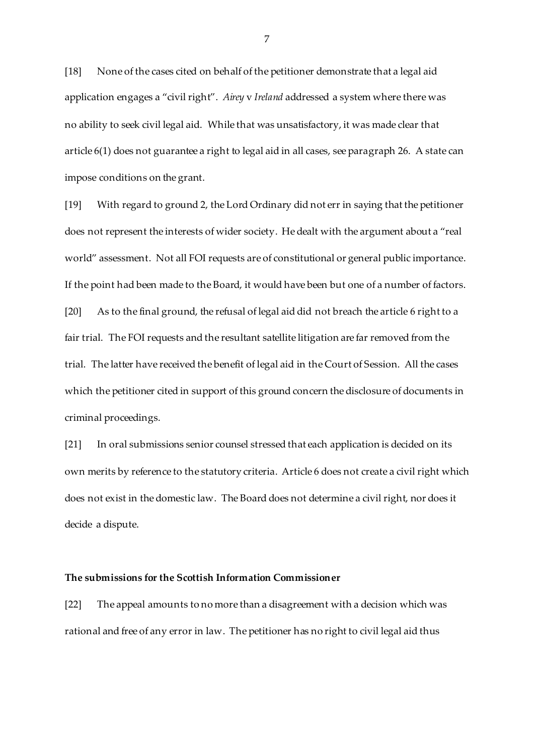[18] None of the cases cited on behalf of the petitioner demonstrate that a legal aid application engages a "civil right". *Airey* v *Ireland* addressed a system where there was no ability to seek civil legal aid. While that was unsatisfactory, it was made clear that article 6(1) does not guarantee a right to legal aid in all cases, see paragraph 26. A state can impose conditions on the grant.

[19] With regard to ground 2, the Lord Ordinary did not err in saying that the petitioner does not represent the interests of wider society. He dealt with the argument about a "real world" assessment. Not all FOI requests are of constitutional or general public importance. If the point had been made to the Board, it would have been but one of a number of factors.

[20] As to the final ground, the refusal of legal aid did not breach the article 6 right to a fair trial. The FOI requests and the resultant satellite litigation are far removed from the trial. The latter have received the benefit of legal aid in the Court of Session. All the cases which the petitioner cited in support of this ground concern the disclosure of documents in criminal proceedings.

[21] In oral submissions senior counsel stressed that each application is decided on its own merits by reference to the statutory criteria. Article 6 does not create a civil right which does not exist in the domestic law. The Board does not determine a civil right, nor does it decide a dispute.

**The submissions for the Scottish Information Commissioner**

[22] The appeal amounts to no more than a disagreement with a decision which was rational and free of any error in law. The petitioner has no right to civil legal aid thus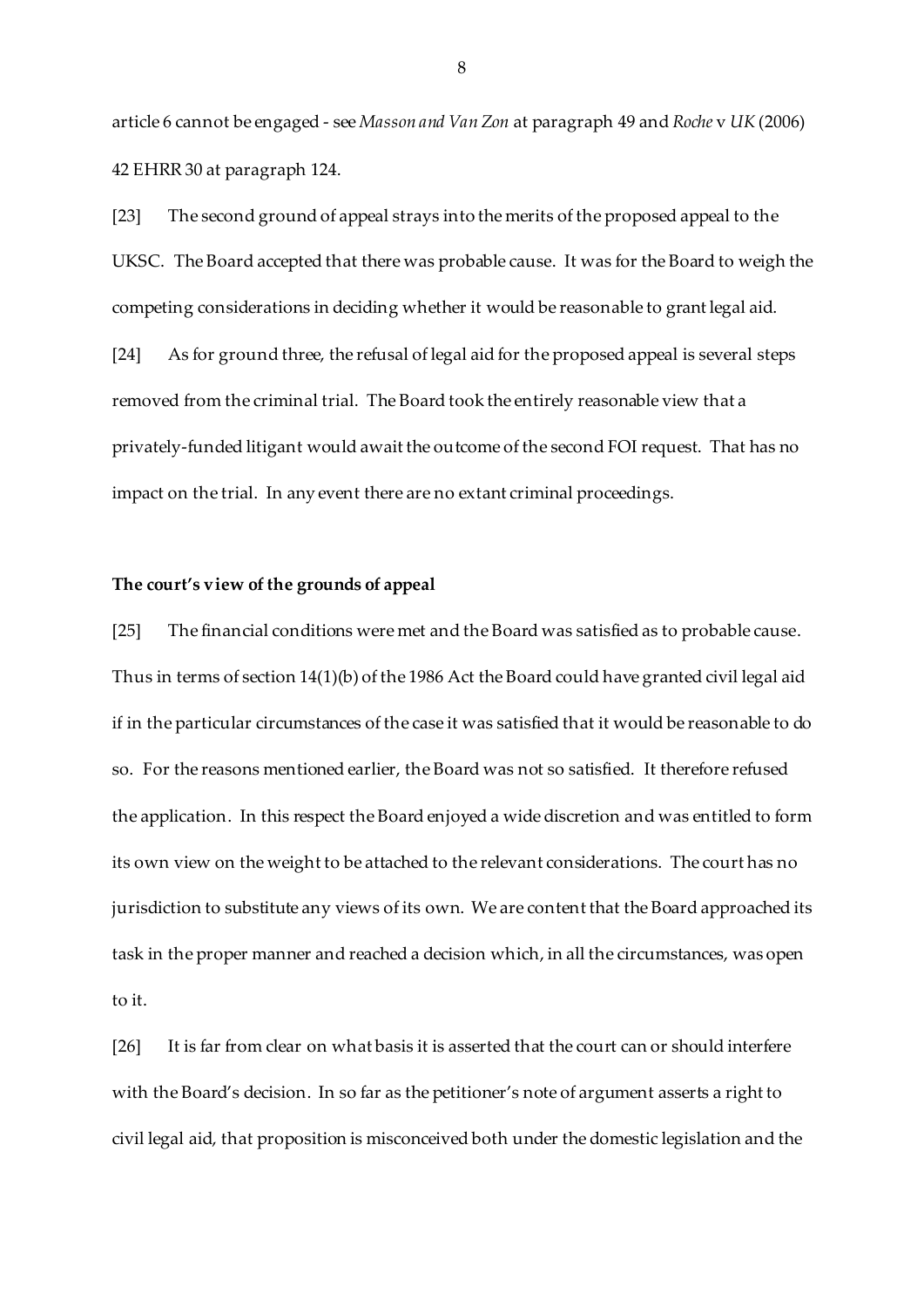article 6 cannot be engaged - see *Masson and Van Zon* at paragraph 49 and *Roche* v *UK* (2006) 42 EHRR 30 at paragraph 124.

[23] The second ground of appeal strays into the merits of the proposed appeal to the UKSC. The Board accepted that there was probable cause. It was for the Board to weigh the competing considerations in deciding whether it would be reasonable to grant legal aid.

[24] As for ground three, the refusal of legal aid for the proposed appeal is several steps removed from the criminal trial. The Board took the entirely reasonable view that a privately-funded litigant would await the outcome of the second FOI request. That has no impact on the trial. In any event there are no extant criminal proceedings.

**The court's view of the grounds of appeal**

[25] The financial conditions were met and the Board was satisfied as to probable cause. Thus in terms of section 14(1)(b) of the 1986 Act the Board could have granted civil legal aid if in the particular circumstances of the case it was satisfied that it would be reasonable to do so. For the reasons mentioned earlier, the Board was not so satisfied. It therefore refused the application. In this respect the Board enjoyed a wide discretion and was entitled to form its own view on the weight to be attached to the relevant considerations. The court has no jurisdiction to substitute any views of its own. We are content that the Board approached its task in the proper manner and reached a decision which, in all the circumstances, was open to it.

[26] It is far from clear on what basis it is asserted that the court can or should interfere with the Board's decision. In so far as the petitioner's note of argument asserts a right to civil legal aid, that proposition is misconceived both under the domestic legislation and the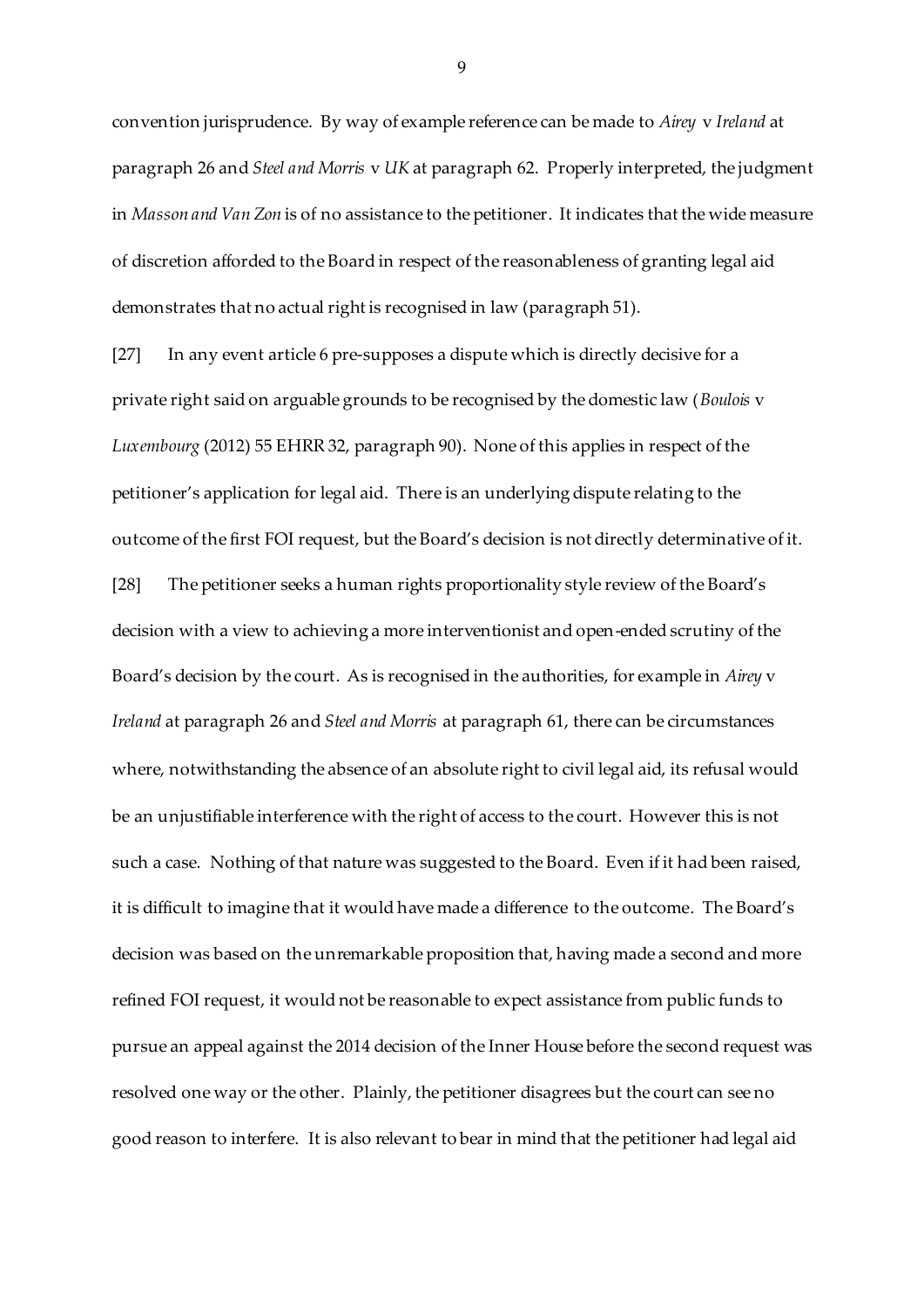convention jurisprudence. By way of example reference can be made to *Airey* v *Ireland* at paragraph 26 and *Steel and Morris* v *UK* at paragraph 62. Properly interpreted, the judgment in *Masson and Van Zon* is of no assistance to the petitioner. It indicates that the wide measure of discretion afforded to the Board in respect of the reasonableness of granting legal aid demonstrates that no actual right is recognised in law (paragraph 51).

[27] In any event article 6 pre-supposes a dispute which is directly decisive for a private right said on arguable grounds to be recognised by the domestic law (*Boulois* v *Luxembourg* (2012) 55 EHRR 32, paragraph 90). None of this applies in respect of the petitioner's application for legal aid. There is an underlying dispute relating to the outcome of the first FOI request, but the Board's decision is not directly determinative of it.

[28] The petitioner seeks a human rights proportionality style review of the Board's decision with a view to achieving a more interventionist and open-ended scrutiny of the Board's decision by the court. As is recognised in the authorities, for example in *Airey* v *Ireland* at paragraph 26 and *Steel and Morris* at paragraph 61, there can be circumstances where, notwithstanding the absence of an absolute right to civil legal aid, its refusal would be an unjustifiable interference with the right of access to the court. However this is not such a case. Nothing of that nature was suggested to the Board. Even if it had been raised, it is difficult to imagine that it would have made a difference to the outcome. The Board's decision was based on the unremarkable proposition that, having made a second and more refined FOI request, it would not be reasonable to expect assistance from public funds to pursue an appeal against the 2014 decision of the Inner House before the second request was resolved one way or the other. Plainly, the petitioner disagrees but the court can see no good reason to interfere. It is also relevant to bear in mind that the petitioner had legal aid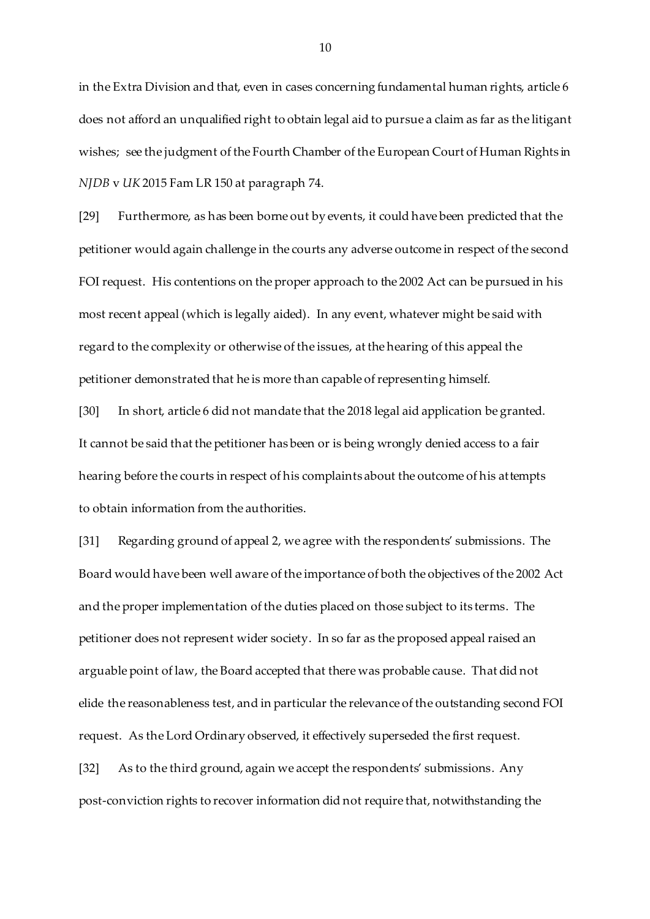in the Extra Division and that, even in cases concerning fundamental human rights, article 6 does not afford an unqualified right to obtain legal aid to pursue a claim as far as the litigant wishes; see the judgment of the Fourth Chamber of the European Court of Human Rights in *NJDB* v *UK* 2015 Fam LR 150 at paragraph 74.

[29] Furthermore, as has been borne out by events, it could have been predicted that the petitioner would again challenge in the courts any adverse outcome in respect of the second FOI request. His contentions on the proper approach to the 2002 Act can be pursued in his most recent appeal (which is legally aided). In any event, whatever might be said with regard to the complexity or otherwise of the issues, at the hearing of this appeal the petitioner demonstrated that he is more than capable of representing himself.

[30] In short, article 6 did not mandate that the 2018 legal aid application be granted. It cannot be said that the petitioner has been or is being wrongly denied access to a fair hearing before the courts in respect of his complaints about the outcome of his attempts to obtain information from the authorities.

[31] Regarding ground of appeal 2, we agree with the respondents' submissions. The Board would have been well aware of the importance of both the objectives of the 2002 Act and the proper implementation of the duties placed on those subject to its terms. The petitioner does not represent wider society. In so far as the proposed appeal raised an arguable point of law, the Board accepted that there was probable cause. That did not elide the reasonableness test, and in particular the relevance of the outstanding second FOI request. As the Lord Ordinary observed, it effectively superseded the first request.

[32] As to the third ground, again we accept the respondents' submissions. Any post-conviction rights to recover information did not require that, notwithstanding the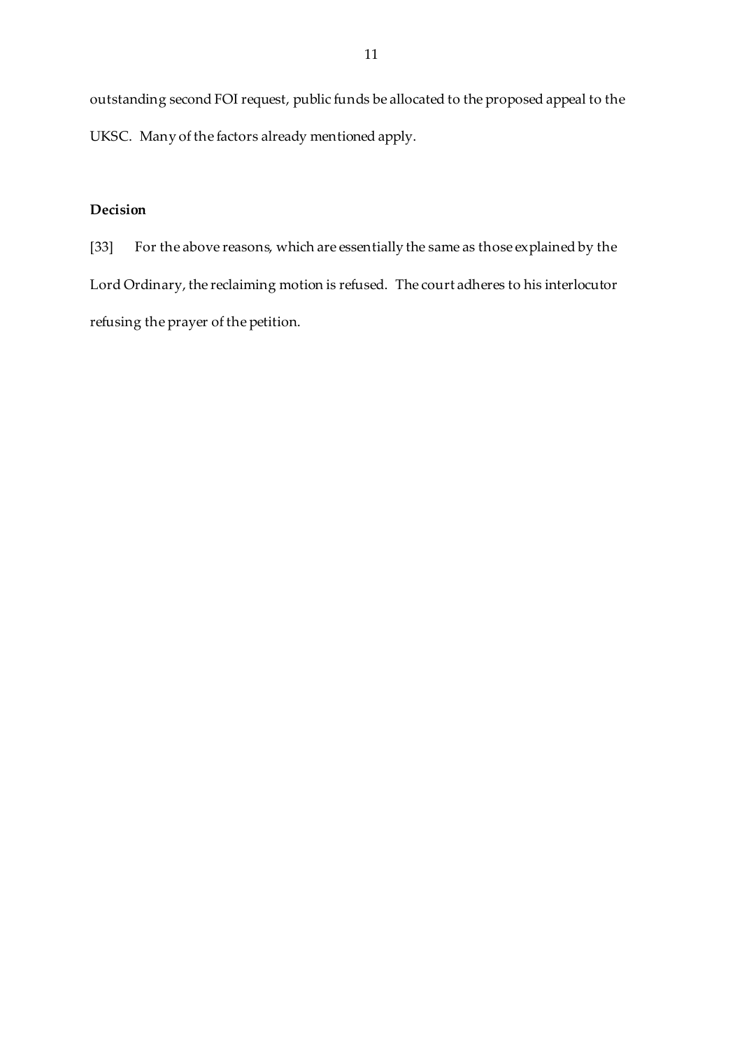outstanding second FOI request, public funds be allocated to the proposed appeal to the UKSC. Many of the factors already mentioned apply.

**Decision**

[33] For the above reasons, which are essentially the same as those explained by the Lord Ordinary, the reclaiming motion is refused. The court adheres to his interlocutor refusing the prayer of the petition.